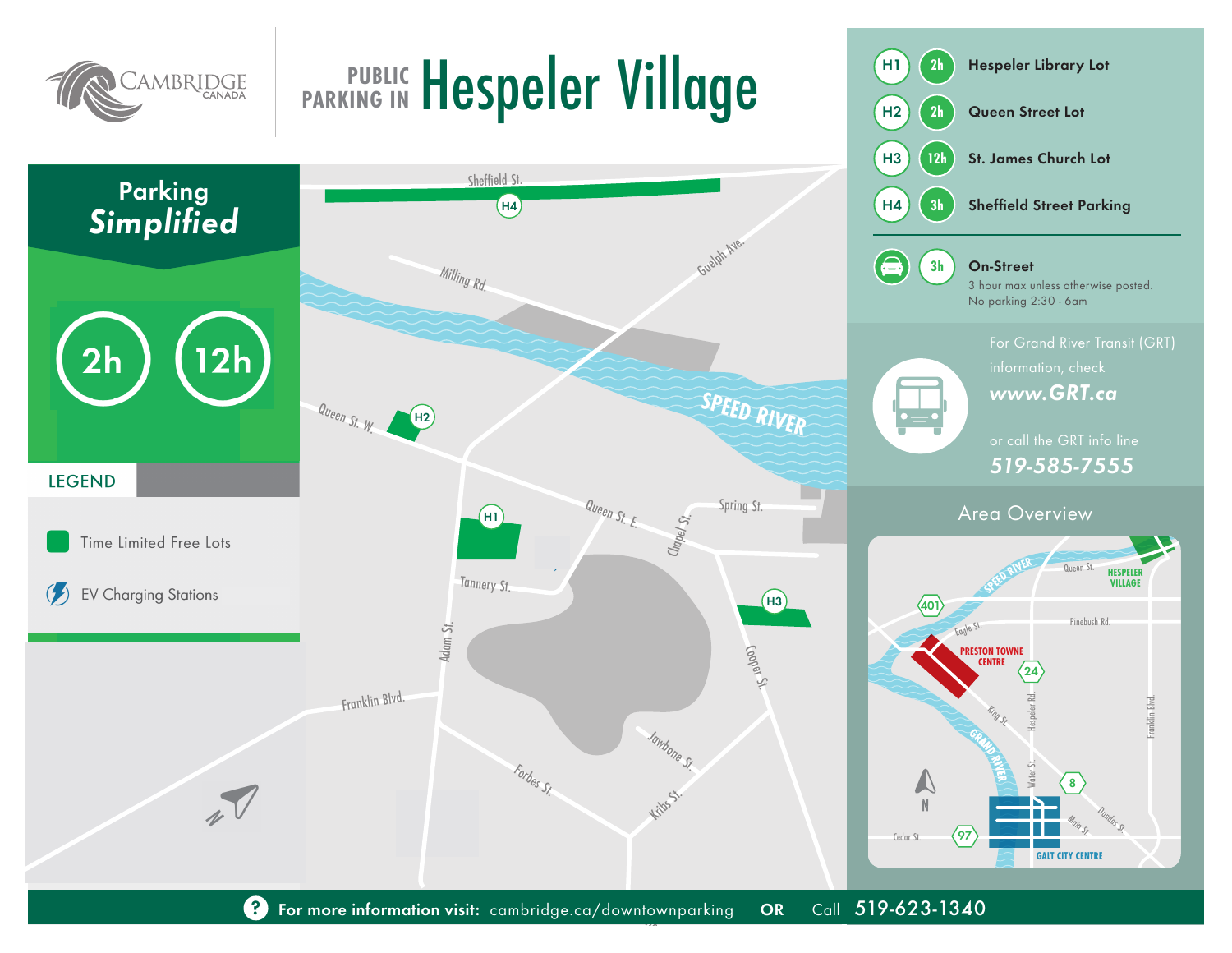CAMBRIDGE CANADA

# PUBLIC PARKING IN Hespeler Village

## Parking *Simplified*

2h 12h

| | | |
|---|---|---|
| H1 | 2h | Hespeler Library Lot |
| H2 | 2h | Queen Street Lot |
| H3 | 12h | St. James Church Lot |
| H4 | 3h | Sheffield Street Parking |

**On-Street** — 3h

3 hour max unless otherwise posted.
No parking 2:30 - 6am

For Grand River Transit (GRT) information, check ***www.GRT.ca***

or call the GRT info line ***519-585-7555***

### LEGEND

- Time Limited Free Lots
- EV Charging Stations

Sheffield St. H4 Milling Rd. Guelph Ave. SPEED RIVER Queen St. W. H2 Queen St. E. Spring St. Chapel St. H1 Tannery St. Adam St. H3 Cooper St. Franklin Blvd. Jawbone St. Forbes St. Kribs St.

### Area Overview

SPEED RIVER Queen St. HESPELER VILLAGE 401 Pinebush Rd. Eagle St. PRESTON TOWNE CENTRE 24 King St. Hespeler Rd. Franklin Blvd. GRAND RIVER N Water St. 8 Dundas St. Main St. Cedar St. 97 GALT CITY CENTRE

**For more information visit:** cambridge.ca/downtownparking **OR** Call 519-623-1340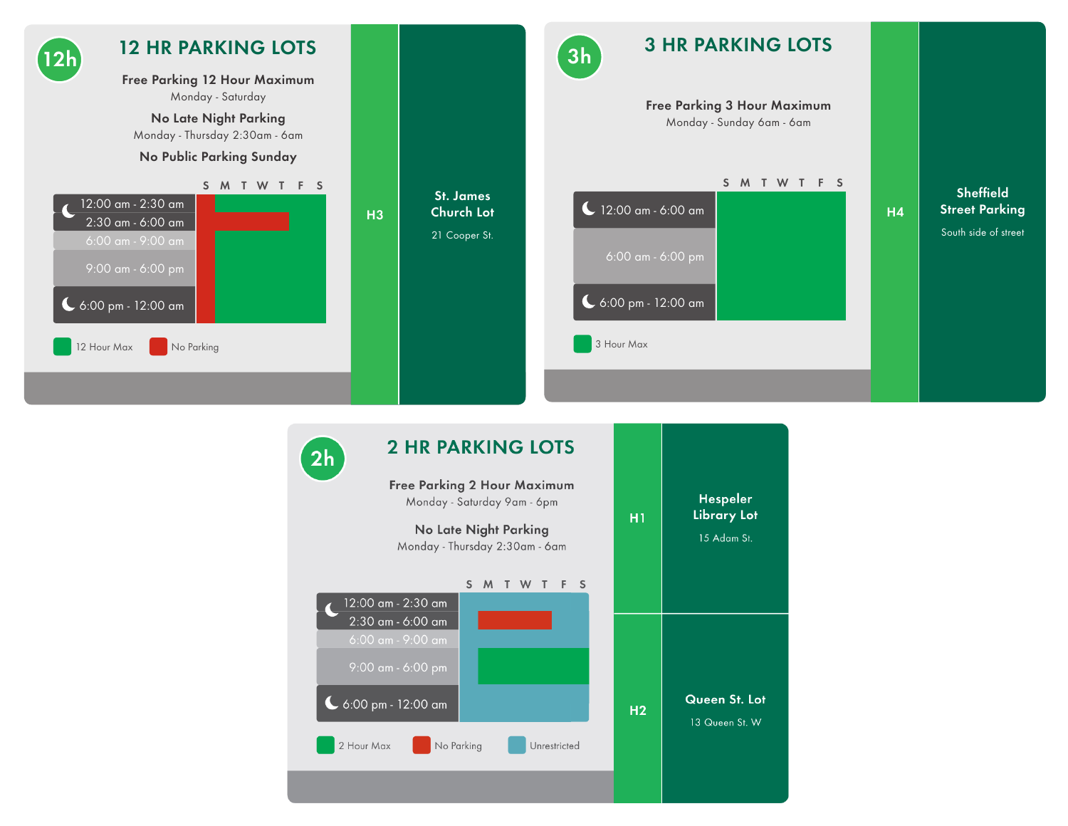## 12h — 12 HR PARKING LOTS

**Free Parking 12 Hour Maximum**
Monday - Saturday

**No Late Night Parking**
Monday - Thursday 2:30am - 6am

**No Public Parking Sunday**

S M T W T F S

12:00 am - 2:30 am
2:30 am - 6:00 am
6:00 am - 9:00 am
9:00 am - 6:00 pm
6:00 pm - 12:00 am

12 Hour Max
No Parking

**H3** — **St. James Church Lot**
21 Cooper St.

## 3h — 3 HR PARKING LOTS

**Free Parking 3 Hour Maximum**
Monday - Sunday 6am - 6am

S M T W T F S

12:00 am - 6:00 am
6:00 am - 6:00 pm
6:00 pm - 12:00 am

3 Hour Max

**H4** — **Sheffield Street Parking**
South side of street

## 2h — 2 HR PARKING LOTS

**Free Parking 2 Hour Maximum**
Monday - Saturday 9am - 6pm

**No Late Night Parking**
Monday - Thursday 2:30am - 6am

S M T W T F S

12:00 am - 2:30 am
2:30 am - 6:00 am
6:00 am - 9:00 am
9:00 am - 6:00 pm
6:00 pm - 12:00 am

2 Hour Max
No Parking
Unrestricted

**H1** — **Hespeler Library Lot**
15 Adam St.

**H2** — **Queen St. Lot**
13 Queen St. W